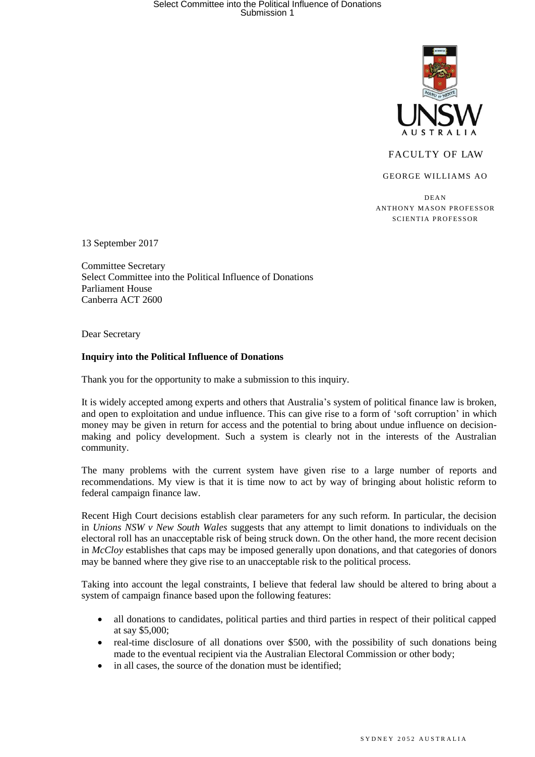FACULTY OF LAW

GEORGE WILLIAMS AO

DEAN
ANTHONY MASON PROFESSOR
SCIENTIA PROFESSOR

13 September 2017

Committee Secretary
Select Committee into the Political Influence of Donations
Parliament House
Canberra ACT 2600

Dear Secretary

**Inquiry into the Political Influence of Donations**

Thank you for the opportunity to make a submission to this inquiry.

It is widely accepted among experts and others that Australia's system of political finance law is broken, and open to exploitation and undue influence. This can give rise to a form of 'soft corruption' in which money may be given in return for access and the potential to bring about undue influence on decision-making and policy development. Such a system is clearly not in the interests of the Australian community.

The many problems with the current system have given rise to a large number of reports and recommendations. My view is that it is time now to act by way of bringing about holistic reform to federal campaign finance law.

Recent High Court decisions establish clear parameters for any such reform. In particular, the decision in *Unions NSW v New South Wales* suggests that any attempt to limit donations to individuals on the electoral roll has an unacceptable risk of being struck down. On the other hand, the more recent decision in *McCloy* establishes that caps may be imposed generally upon donations, and that categories of donors may be banned where they give rise to an unacceptable risk to the political process.

Taking into account the legal constraints, I believe that federal law should be altered to bring about a system of campaign finance based upon the following features:

- all donations to candidates, political parties and third parties in respect of their political capped at say $5,000;
- real-time disclosure of all donations over $500, with the possibility of such donations being made to the eventual recipient via the Australian Electoral Commission or other body;
- in all cases, the source of the donation must be identified;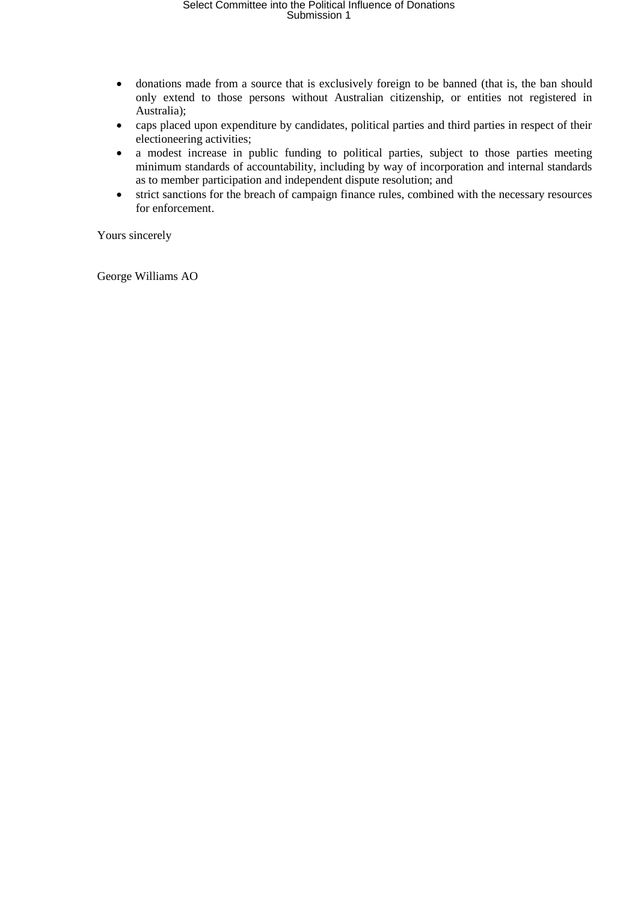- donations made from a source that is exclusively foreign to be banned (that is, the ban should only extend to those persons without Australian citizenship, or entities not registered in Australia);
- caps placed upon expenditure by candidates, political parties and third parties in respect of their electioneering activities;
- a modest increase in public funding to political parties, subject to those parties meeting minimum standards of accountability, including by way of incorporation and internal standards as to member participation and independent dispute resolution; and
- strict sanctions for the breach of campaign finance rules, combined with the necessary resources for enforcement.

Yours sincerely

George Williams AO